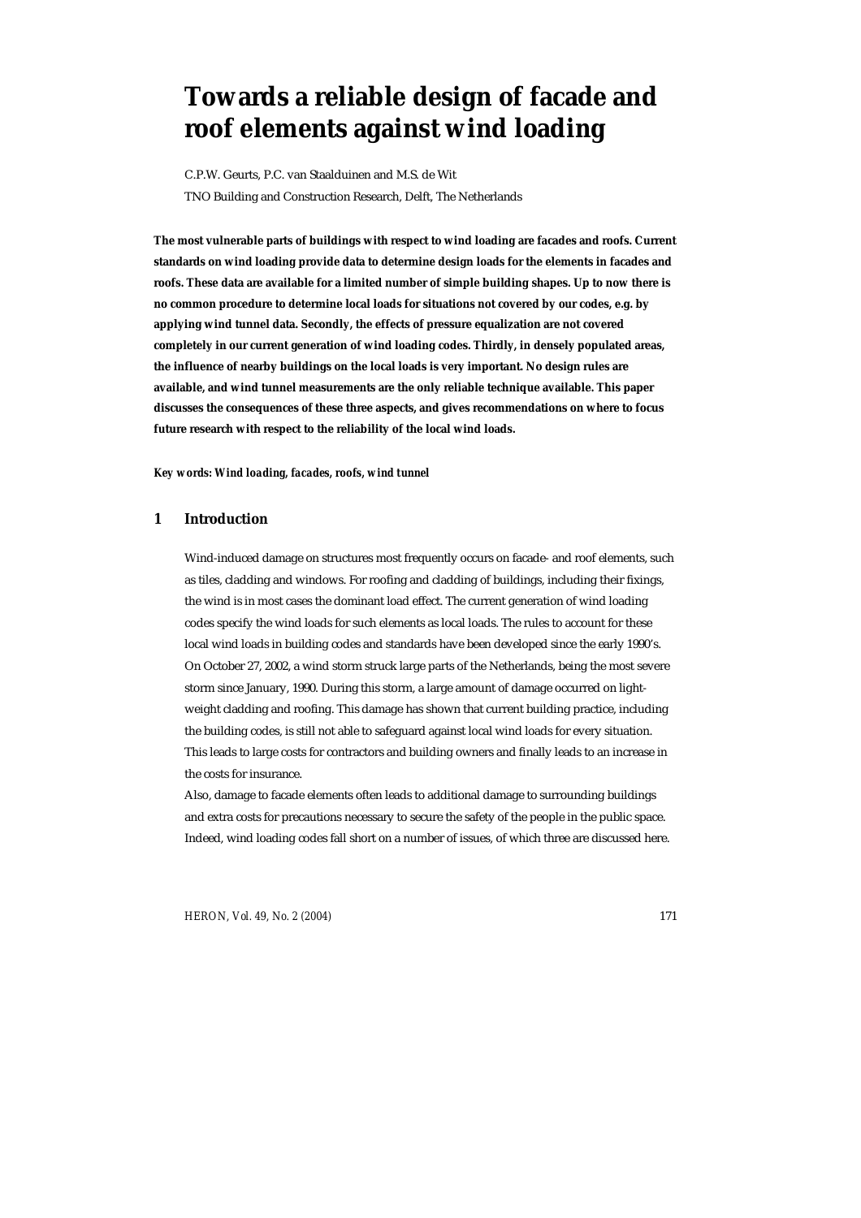# Towards a reliable design of facade and roof elements against wind loading

C.P.W. Geurts, P.C. van Staalduinen and M.S. de Wit

TNO Building and Construction Research, Delft, The Netherlands

**The most vulnerable parts of buildings with respect to wind loading are facades and roofs. Current standards on wind loading provide data to determine design loads for the elements in facades and roofs. These data are available for a limited number of simple building shapes. Up to now there is no common procedure to determine local loads for situations not covered by our codes, e.g. by applying wind tunnel data. Secondly, the effects of pressure equalization are not covered completely in our current generation of wind loading codes. Thirdly, in densely populated areas, the influence of nearby buildings on the local loads is very important. No design rules are available, and wind tunnel measurements are the only reliable technique available. This paper discusses the consequences of these three aspects, and gives recommendations on where to focus future research with respect to the reliability of the local wind loads.**

***Key words: Wind loading, facades, roofs, wind tunnel***

## 1 Introduction

Wind-induced damage on structures most frequently occurs on facade- and roof elements, such as tiles, cladding and windows. For roofing and cladding of buildings, including their fixings, the wind is in most cases the dominant load effect. The current generation of wind loading codes specify the wind loads for such elements as local loads. The rules to account for these local wind loads in building codes and standards have been developed since the early 1990's. On October 27, 2002, a wind storm struck large parts of the Netherlands, being the most severe storm since January, 1990. During this storm, a large amount of damage occurred on light-weight cladding and roofing. This damage has shown that current building practice, including the building codes, is still not able to safeguard against local wind loads for every situation. This leads to large costs for contractors and building owners and finally leads to an increase in the costs for insurance.

Also, damage to facade elements often leads to additional damage to surrounding buildings and extra costs for precautions necessary to secure the safety of the people in the public space. Indeed, wind loading codes fall short on a number of issues, of which three are discussed here.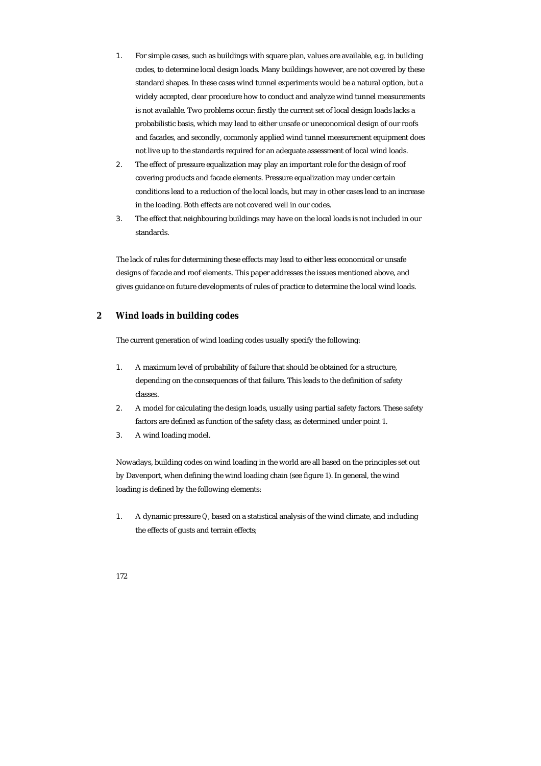1. For simple cases, such as buildings with square plan, values are available, e.g. in building codes, to determine local design loads. Many buildings however, are not covered by these standard shapes. In these cases wind tunnel experiments would be a natural option, but a widely accepted, clear procedure how to conduct and analyze wind tunnel measurements is not available. Two problems occur: firstly the current set of local design loads lacks a probabilistic basis, which may lead to either unsafe or uneconomical design of our roofs and facades, and secondly, commonly applied wind tunnel measurement equipment does not live up to the standards required for an adequate assessment of local wind loads.
2. The effect of pressure equalization may play an important role for the design of roof covering products and facade elements. Pressure equalization may under certain conditions lead to a reduction of the local loads, but may in other cases lead to an increase in the loading. Both effects are not covered well in our codes.
3. The effect that neighbouring buildings may have on the local loads is not included in our standards.

The lack of rules for determining these effects may lead to either less economical or unsafe designs of facade and roof elements. This paper addresses the issues mentioned above, and gives guidance on future developments of rules of practice to determine the local wind loads.

## 2 Wind loads in building codes

The current generation of wind loading codes usually specify the following:

1. A maximum level of probability of failure that should be obtained for a structure, depending on the consequences of that failure. This leads to the definition of safety classes.
2. A model for calculating the design loads, usually using partial safety factors. These safety factors are defined as function of the safety class, as determined under point 1.
3. A wind loading model.

Nowadays, building codes on wind loading in the world are all based on the principles set out by Davenport, when defining the wind loading chain (see figure 1). In general, the wind loading is defined by the following elements:

1. A dynamic pressure $Q$, based on a statistical analysis of the wind climate, and including the effects of gusts and terrain effects;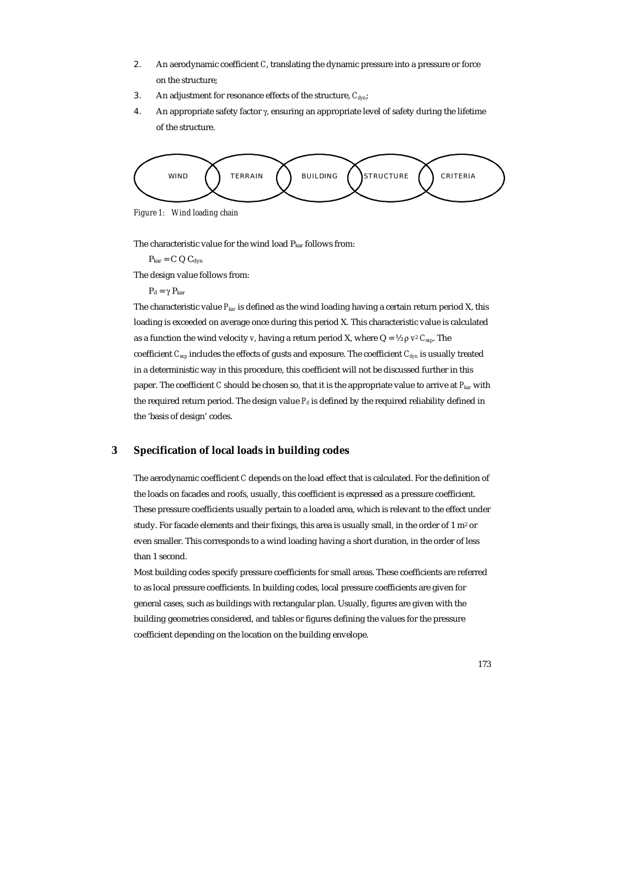2. An aerodynamic coefficient $C$, translating the dynamic pressure into a pressure or force on the structure;
3. An adjustment for resonance effects of the structure, $C_{dyn}$;
4. An appropriate safety factor $\gamma$, ensuring an appropriate level of safety during the lifetime of the structure.

WIND TERRAIN BUILDING STRUCTURE CRITERIA

*Figure 1: Wind loading chain*

The characteristic value for the wind load $P_{kar}$ follows from:

$$P_{kar} = C\ Q\ C_{dyn}$$

The design value follows from:

$$P_d = \gamma\ P_{kar}$$

The characteristic value $P_{kar}$ is defined as the wind loading having a certain return period X, this loading is exceeded on average once during this period X. This characteristic value is calculated as a function the wind velocity $v$, having a return period X, where $Q = ½ \rho\ v^2\ C_{exp}$. The coefficient $C_{exp}$ includes the effects of gusts and exposure. The coefficient $C_{dyn}$ is usually treated in a deterministic way in this procedure, this coefficient will not be discussed further in this paper. The coefficient $C$ should be chosen so, that it is the appropriate value to arrive at $P_{kar}$ with the required return period. The design value $P_d$ is defined by the required reliability defined in the 'basis of design' codes.

## 3 Specification of local loads in building codes

The aerodynamic coefficient $C$ depends on the load effect that is calculated. For the definition of the loads on facades and roofs, usually, this coefficient is expressed as a pressure coefficient. These pressure coefficients usually pertain to a loaded area, which is relevant to the effect under study. For facade elements and their fixings, this area is usually small, in the order of 1 $m^2$ or even smaller. This corresponds to a wind loading having a short duration, in the order of less than 1 second.

Most building codes specify pressure coefficients for small areas. These coefficients are referred to as local pressure coefficients. In building codes, local pressure coefficients are given for general cases, such as buildings with rectangular plan. Usually, figures are given with the building geometries considered, and tables or figures defining the values for the pressure coefficient depending on the location on the building envelope.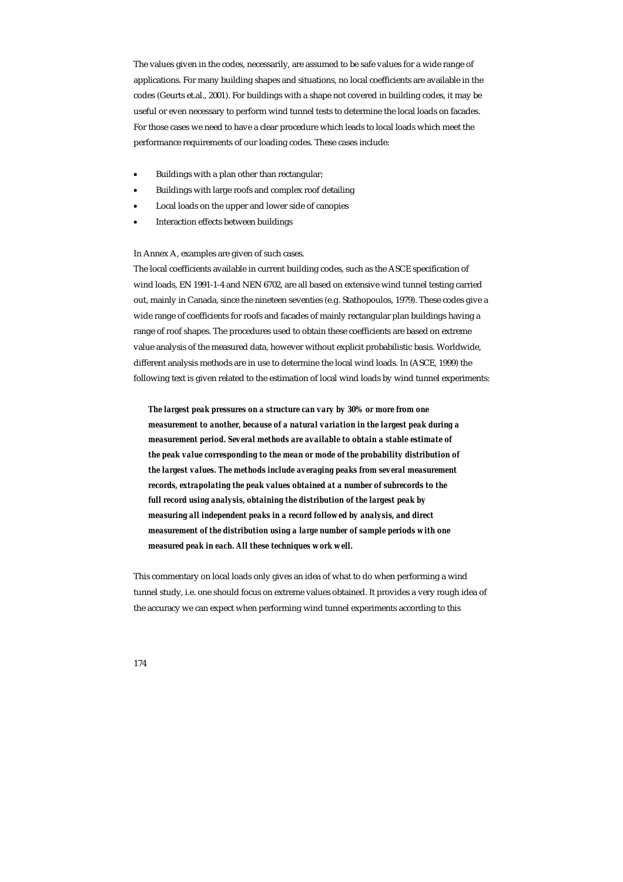The values given in the codes, necessarily, are assumed to be safe values for a wide range of applications. For many building shapes and situations, no local coefficients are available in the codes (Geurts et.al., 2001). For buildings with a shape not covered in building codes, it may be useful or even necessary to perform wind tunnel tests to determine the local loads on facades. For those cases we need to have a clear procedure which leads to local loads which meet the performance requirements of our loading codes. These cases include:

- Buildings with a plan other than rectangular;
- Buildings with large roofs and complex roof detailing
- Local loads on the upper and lower side of canopies
- Interaction effects between buildings

In Annex A, examples are given of such cases.

The local coefficients available in current building codes, such as the ASCE specification of wind loads, EN 1991-1-4 and NEN 6702, are all based on extensive wind tunnel testing carried out, mainly in Canada, since the nineteen seventies (e.g. Stathopoulos, 1979). These codes give a wide range of coefficients for roofs and facades of mainly rectangular plan buildings having a range of roof shapes. The procedures used to obtain these coefficients are based on extreme value analysis of the measured data, however without explicit probabilistic basis. Worldwide, different analysis methods are in use to determine the local wind loads. In (ASCE, 1999) the following text is given related to the estimation of local wind loads by wind tunnel experiments:

> ***The largest peak pressures on a structure can vary by 30% or more from one measurement to another, because of a natural variation in the largest peak during a measurement period. Several methods are available to obtain a stable estimate of the peak value corresponding to the mean or mode of the probability distribution of the largest values. The methods include averaging peaks from several measurement records, extrapolating the peak values obtained at a number of subrecords to the full record using analysis, obtaining the distribution of the largest peak by measuring all independent peaks in a record followed by analysis, and direct measurement of the distribution using a large number of sample periods with one measured peak in each. All these techniques work well.***

This commentary on local loads only gives an idea of what to do when performing a wind tunnel study, i.e. one should focus on extreme values obtained. It provides a very rough idea of the accuracy we can expect when performing wind tunnel experiments according to this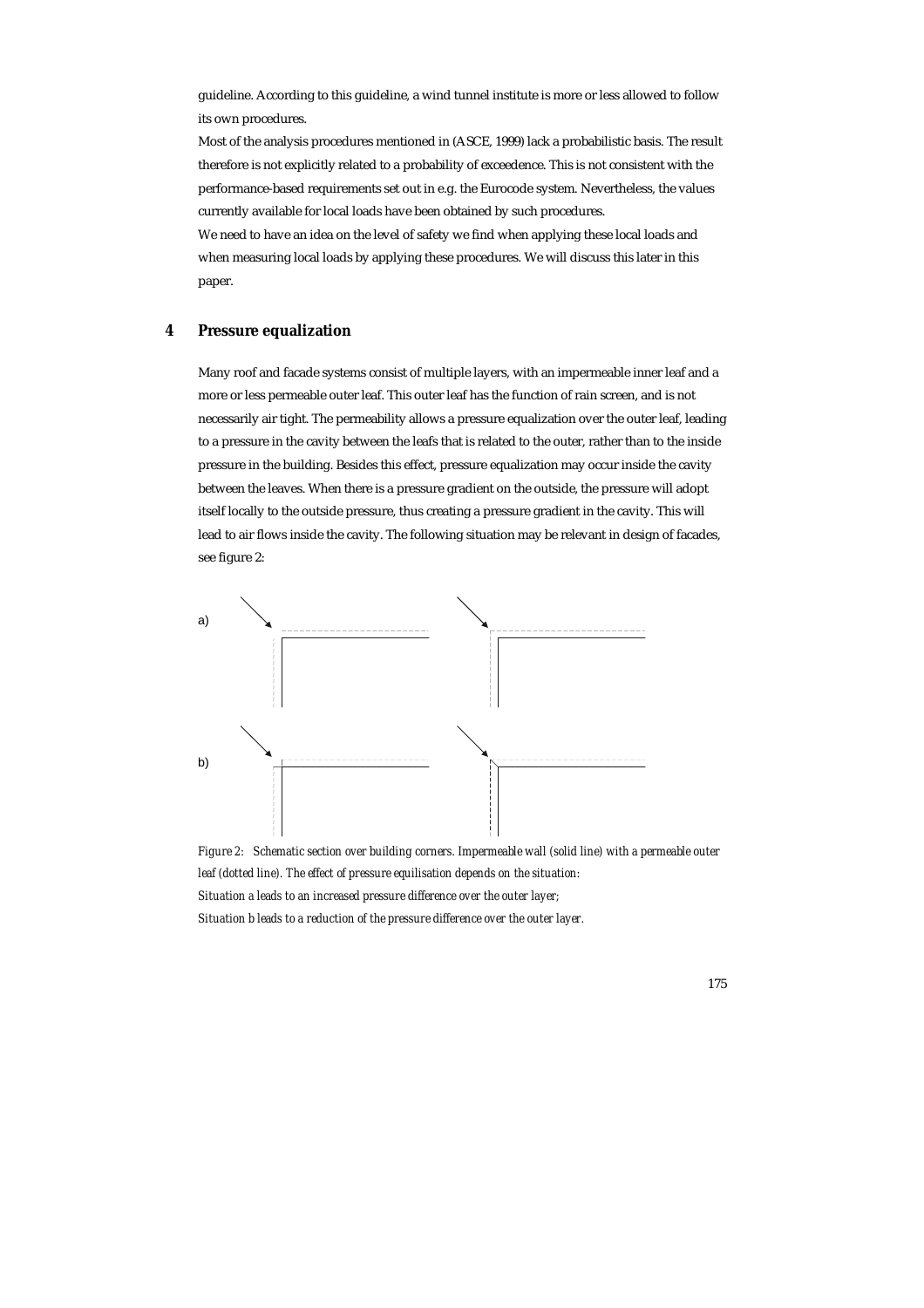guideline. According to this guideline, a wind tunnel institute is more or less allowed to follow its own procedures.

Most of the analysis procedures mentioned in (ASCE, 1999) lack a probabilistic basis. The result therefore is not explicitly related to a probability of exceedence. This is not consistent with the performance-based requirements set out in e.g. the Eurocode system. Nevertheless, the values currently available for local loads have been obtained by such procedures.

We need to have an idea on the level of safety we find when applying these local loads and when measuring local loads by applying these procedures. We will discuss this later in this paper.

## 4 Pressure equalization

Many roof and facade systems consist of multiple layers, with an impermeable inner leaf and a more or less permeable outer leaf. This outer leaf has the function of rain screen, and is not necessarily air tight. The permeability allows a pressure equalization over the outer leaf, leading to a pressure in the cavity between the leafs that is related to the outer, rather than to the inside pressure in the building. Besides this effect, pressure equalization may occur inside the cavity between the leaves. When there is a pressure gradient on the outside, the pressure will adopt itself locally to the outside pressure, thus creating a pressure gradient in the cavity. This will lead to air flows inside the cavity. The following situation may be relevant in design of facades, see figure 2:

a)

b)

*Figure 2: Schematic section over building corners. Impermeable wall (solid line) with a permeable outer leaf (dotted line). The effect of pressure equilisation depends on the situation:*
*Situation a leads to an increased pressure difference over the outer layer;*
*Situation b leads to a reduction of the pressure difference over the outer layer.*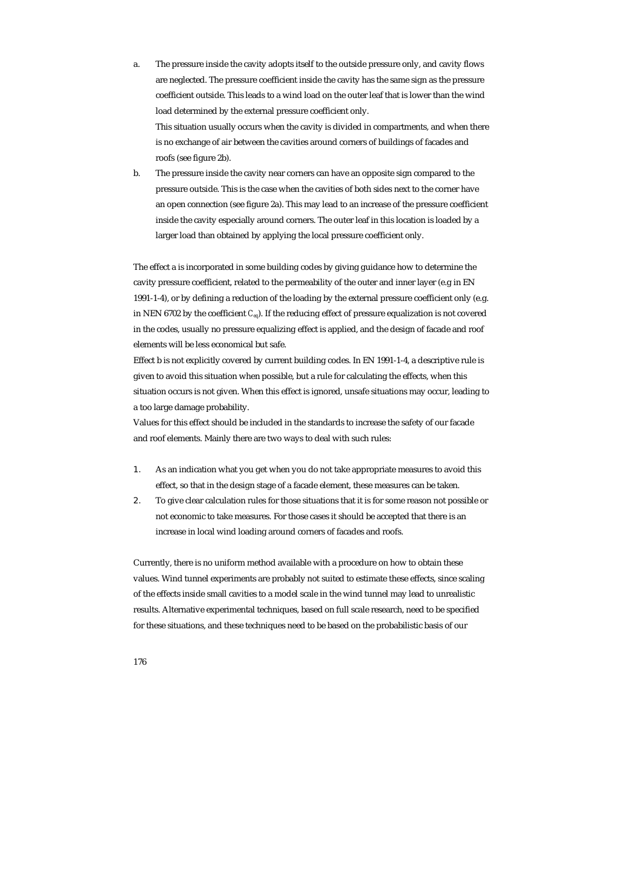a. The pressure inside the cavity adopts itself to the outside pressure only, and cavity flows are neglected. The pressure coefficient inside the cavity has the same sign as the pressure coefficient outside. This leads to a wind load on the outer leaf that is lower than the wind load determined by the external pressure coefficient only.
   This situation usually occurs when the cavity is divided in compartments, and when there is no exchange of air between the cavities around corners of buildings of facades and roofs (see figure 2b).
b. The pressure inside the cavity near corners can have an opposite sign compared to the pressure outside. This is the case when the cavities of both sides next to the corner have an open connection (see figure 2a). This may lead to an increase of the pressure coefficient inside the cavity especially around corners. The outer leaf in this location is loaded by a larger load than obtained by applying the local pressure coefficient only.

The effect a is incorporated in some building codes by giving guidance how to determine the cavity pressure coefficient, related to the permeability of the outer and inner layer (e.g in EN 1991-1-4), or by defining a reduction of the loading by the external pressure coefficient only (e.g. in NEN 6702 by the coefficient $C_{eq}$). If the reducing effect of pressure equalization is not covered in the codes, usually no pressure equalizing effect is applied, and the design of facade and roof elements will be less economical but safe.
Effect b is not explicitly covered by current building codes. In EN 1991-1-4, a descriptive rule is given to avoid this situation when possible, but a rule for calculating the effects, when this situation occurs is not given. When this effect is ignored, unsafe situations may occur, leading to a too large damage probability.
Values for this effect should be included in the standards to increase the safety of our facade and roof elements. Mainly there are two ways to deal with such rules:

1. As an indication what you get when you do not take appropriate measures to avoid this effect, so that in the design stage of a facade element, these measures can be taken.
2. To give clear calculation rules for those situations that it is for some reason not possible or not economic to take measures. For those cases it should be accepted that there is an increase in local wind loading around corners of facades and roofs.

Currently, there is no uniform method available with a procedure on how to obtain these values. Wind tunnel experiments are probably not suited to estimate these effects, since scaling of the effects inside small cavities to a model scale in the wind tunnel may lead to unrealistic results. Alternative experimental techniques, based on full scale research, need to be specified for these situations, and these techniques need to be based on the probabilistic basis of our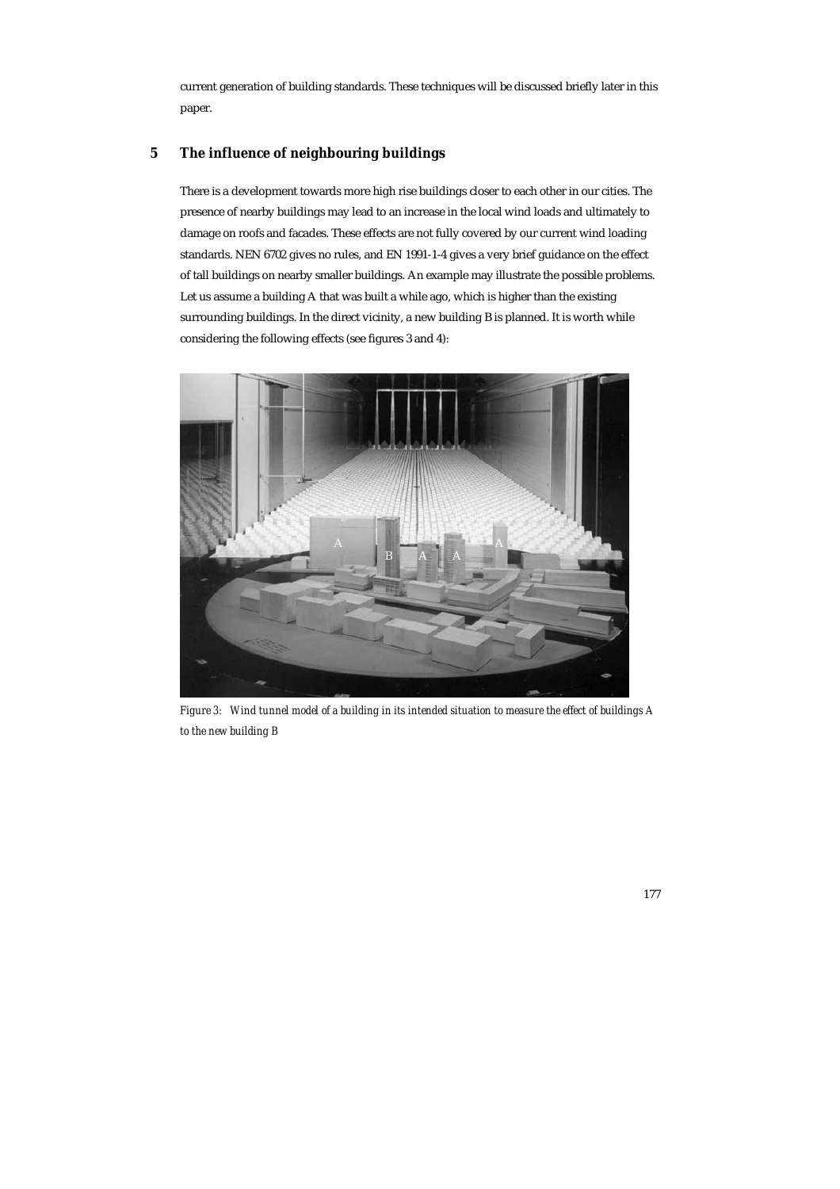current generation of building standards. These techniques will be discussed briefly later in this paper.

## 5 The influence of neighbouring buildings

There is a development towards more high rise buildings closer to each other in our cities. The presence of nearby buildings may lead to an increase in the local wind loads and ultimately to damage on roofs and facades. These effects are not fully covered by our current wind loading standards. NEN 6702 gives no rules, and EN 1991-1-4 gives a very brief guidance on the effect of tall buildings on nearby smaller buildings. An example may illustrate the possible problems. Let us assume a building A that was built a while ago, which is higher than the existing surrounding buildings. In the direct vicinity, a new building B is planned. It is worth while considering the following effects (see figures 3 and 4):

*Figure 3: Wind tunnel model of a building in its intended situation to measure the effect of buildings A to the new building B*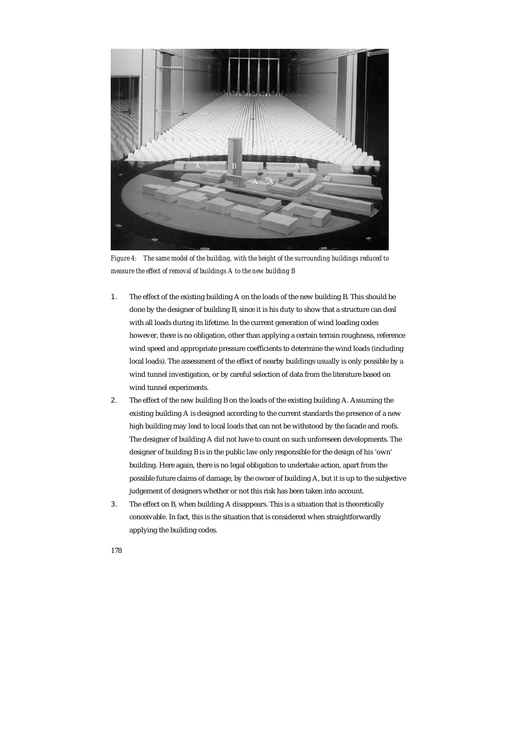*Figure 4: The same model of the building, with the height of the surrounding buildings reduced to measure the effect of removal of buildings A to the new building B*

1. The effect of the existing building A on the loads of the new building B. This should be done by the designer of building B, since it is his duty to show that a structure can deal with all loads during its lifetime. In the current generation of wind loading codes however, there is no obligation, other than applying a certain terrain roughness, reference wind speed and appropriate pressure coefficients to determine the wind loads (including local loads). The assessment of the effect of nearby buildings usually is only possible by a wind tunnel investigation, or by careful selection of data from the literature based on wind tunnel experiments.
2. The effect of the new building B on the loads of the existing building A. Assuming the existing building A is designed according to the current standards the presence of a new high building may lead to local loads that can not be withstood by the facade and roofs. The designer of building A did not have to count on such unforeseen developments. The designer of building B is in the public law only responsible for the design of his 'own' building. Here again, there is no legal obligation to undertake action, apart from the possible future claims of damage, by the owner of building A, but it is up to the subjective judgement of designers whether or not this risk has been taken into account.
3. The effect on B, when building A disappears. This is a situation that is theoretically conceivable. In fact, this is the situation that is considered when straightforwardly applying the building codes.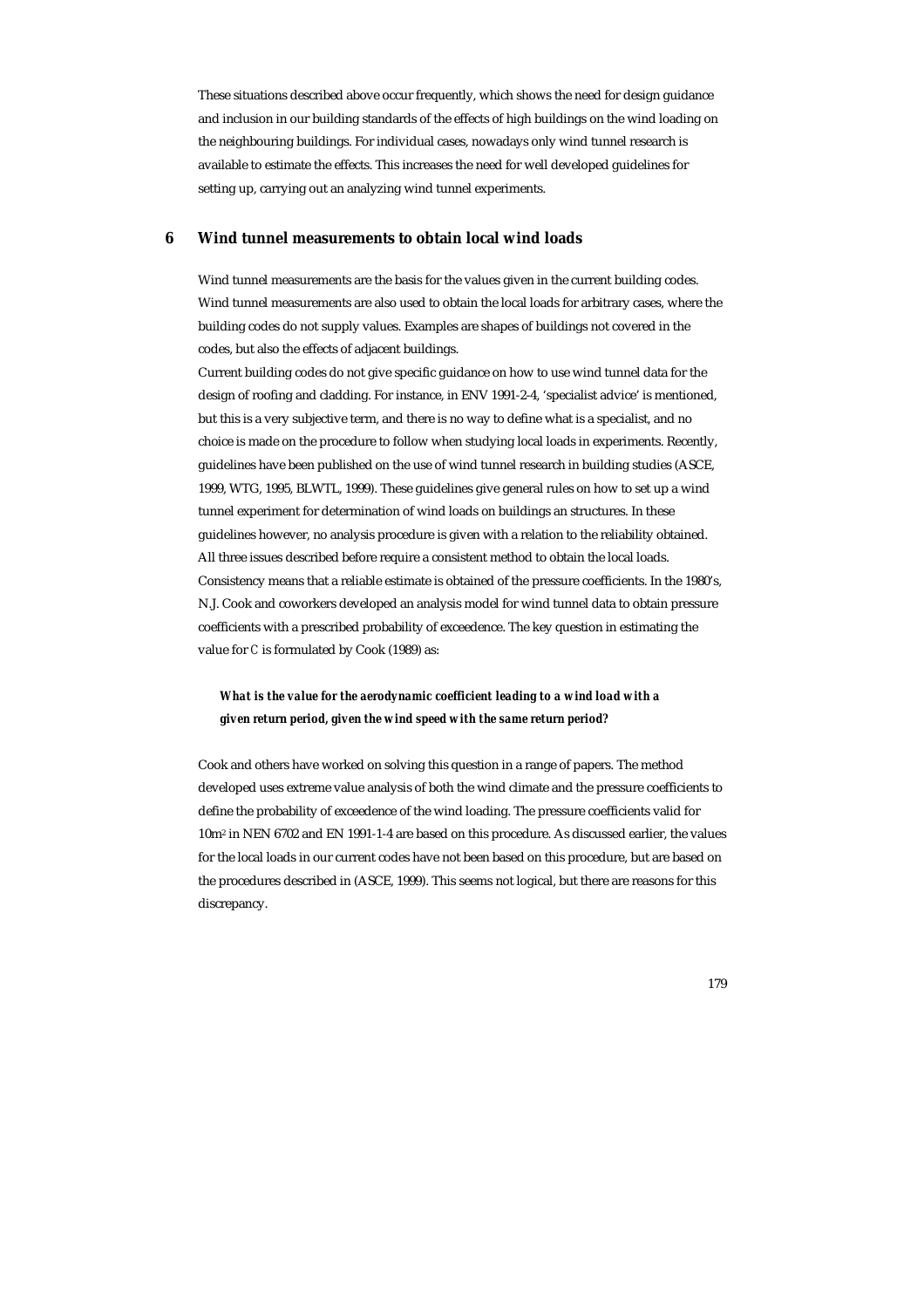These situations described above occur frequently, which shows the need for design guidance and inclusion in our building standards of the effects of high buildings on the wind loading on the neighbouring buildings. For individual cases, nowadays only wind tunnel research is available to estimate the effects. This increases the need for well developed guidelines for setting up, carrying out an analyzing wind tunnel experiments.

## 6 Wind tunnel measurements to obtain local wind loads

Wind tunnel measurements are the basis for the values given in the current building codes. Wind tunnel measurements are also used to obtain the local loads for arbitrary cases, where the building codes do not supply values. Examples are shapes of buildings not covered in the codes, but also the effects of adjacent buildings.

Current building codes do not give specific guidance on how to use wind tunnel data for the design of roofing and cladding. For instance, in ENV 1991-2-4, 'specialist advice' is mentioned, but this is a very subjective term, and there is no way to define what is a specialist, and no choice is made on the procedure to follow when studying local loads in experiments. Recently, guidelines have been published on the use of wind tunnel research in building studies (ASCE, 1999, WTG, 1995, BLWTL, 1999). These guidelines give general rules on how to set up a wind tunnel experiment for determination of wind loads on buildings an structures. In these guidelines however, no analysis procedure is given with a relation to the reliability obtained. All three issues described before require a consistent method to obtain the local loads. Consistency means that a reliable estimate is obtained of the pressure coefficients. In the 1980's, N.J. Cook and coworkers developed an analysis model for wind tunnel data to obtain pressure coefficients with a prescribed probability of exceedence. The key question in estimating the value for $C$ is formulated by Cook (1989) as:

> ***What is the value for the aerodynamic coefficient leading to a wind load with a given return period, given the wind speed with the same return period?***

Cook and others have worked on solving this question in a range of papers. The method developed uses extreme value analysis of both the wind climate and the pressure coefficients to define the probability of exceedence of the wind loading. The pressure coefficients valid for $10m^2$ in NEN 6702 and EN 1991-1-4 are based on this procedure. As discussed earlier, the values for the local loads in our current codes have not been based on this procedure, but are based on the procedures described in (ASCE, 1999). This seems not logical, but there are reasons for this discrepancy.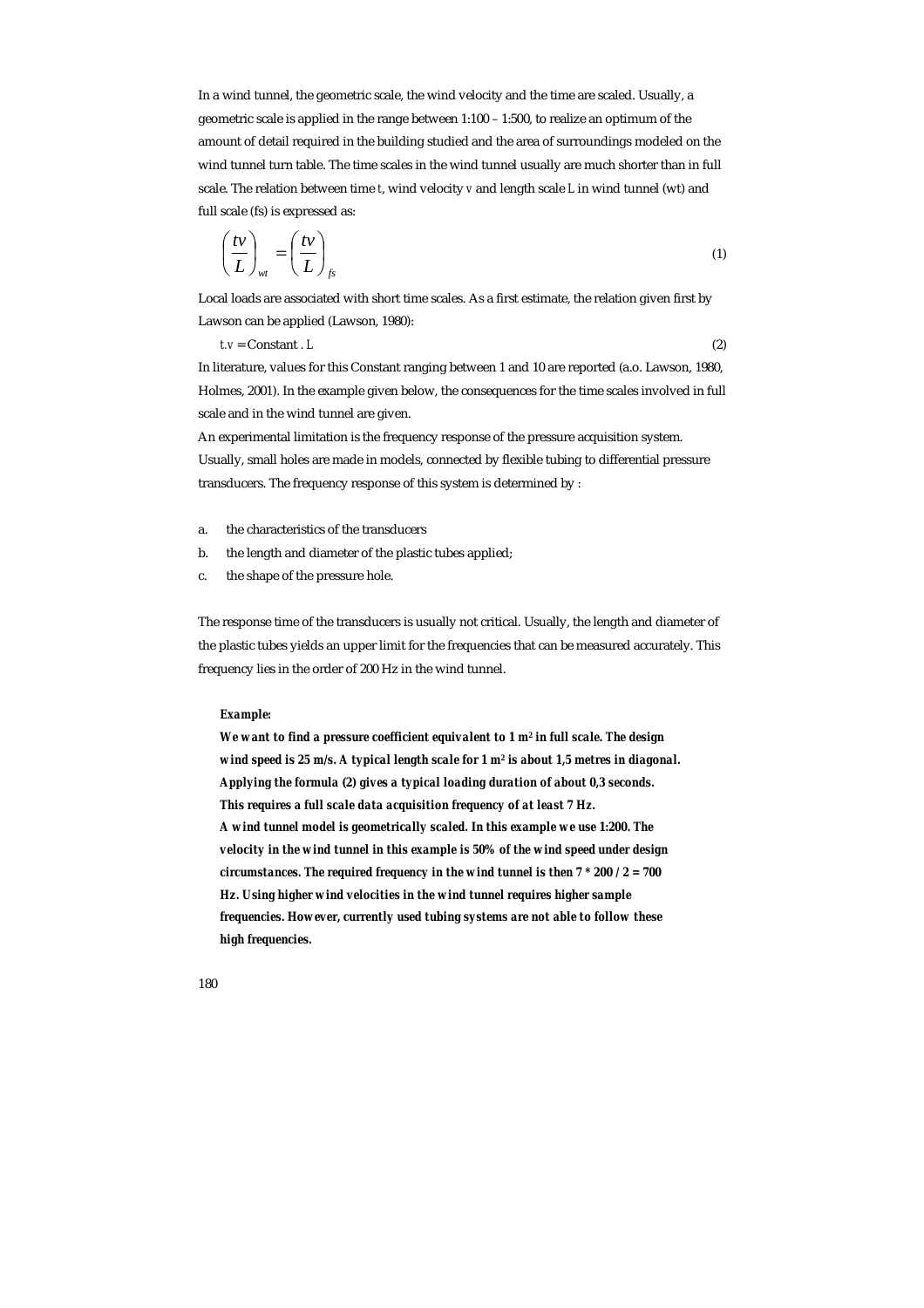In a wind tunnel, the geometric scale, the wind velocity and the time are scaled. Usually, a geometric scale is applied in the range between 1:100 – 1:500, to realize an optimum of the amount of detail required in the building studied and the area of surroundings modeled on the wind tunnel turn table. The time scales in the wind tunnel usually are much shorter than in full scale. The relation between time $t$, wind velocity $v$ and length scale $L$ in wind tunnel (wt) and full scale (fs) is expressed as:

$$\left(\frac{tv}{L}\right)_{wt} = \left(\frac{tv}{L}\right)_{fs} \tag{1}$$

Local loads are associated with short time scales. As a first estimate, the relation given first by Lawson can be applied (Lawson, 1980):

$$t.v = \text{Constant} \, . \, L \tag{2}$$

In literature, values for this Constant ranging between 1 and 10 are reported (a.o. Lawson, 1980, Holmes, 2001). In the example given below, the consequences for the time scales involved in full scale and in the wind tunnel are given.

An experimental limitation is the frequency response of the pressure acquisition system. Usually, small holes are made in models, connected by flexible tubing to differential pressure transducers. The frequency response of this system is determined by :

a. the characteristics of the transducers
b. the length and diameter of the plastic tubes applied;
c. the shape of the pressure hole.

The response time of the transducers is usually not critical. Usually, the length and diameter of the plastic tubes yields an upper limit for the frequencies that can be measured accurately. This frequency lies in the order of 200 Hz in the wind tunnel.

***Example:***

***We want to find a pressure coefficient equivalent to 1 m² in full scale. The design wind speed is 25 m/s. A typical length scale for 1 m² is about 1,5 metres in diagonal. Applying the formula (2) gives a typical loading duration of about 0,3 seconds. This requires a full scale data acquisition frequency of at least 7 Hz.***

***A wind tunnel model is geometrically scaled. In this example we use 1:200. The velocity in the wind tunnel in this example is 50% of the wind speed under design circumstances. The required frequency in the wind tunnel is then 7 * 200 / 2 = 700 Hz. Using higher wind velocities in the wind tunnel requires higher sample frequencies. However, currently used tubing systems are not able to follow these high frequencies.***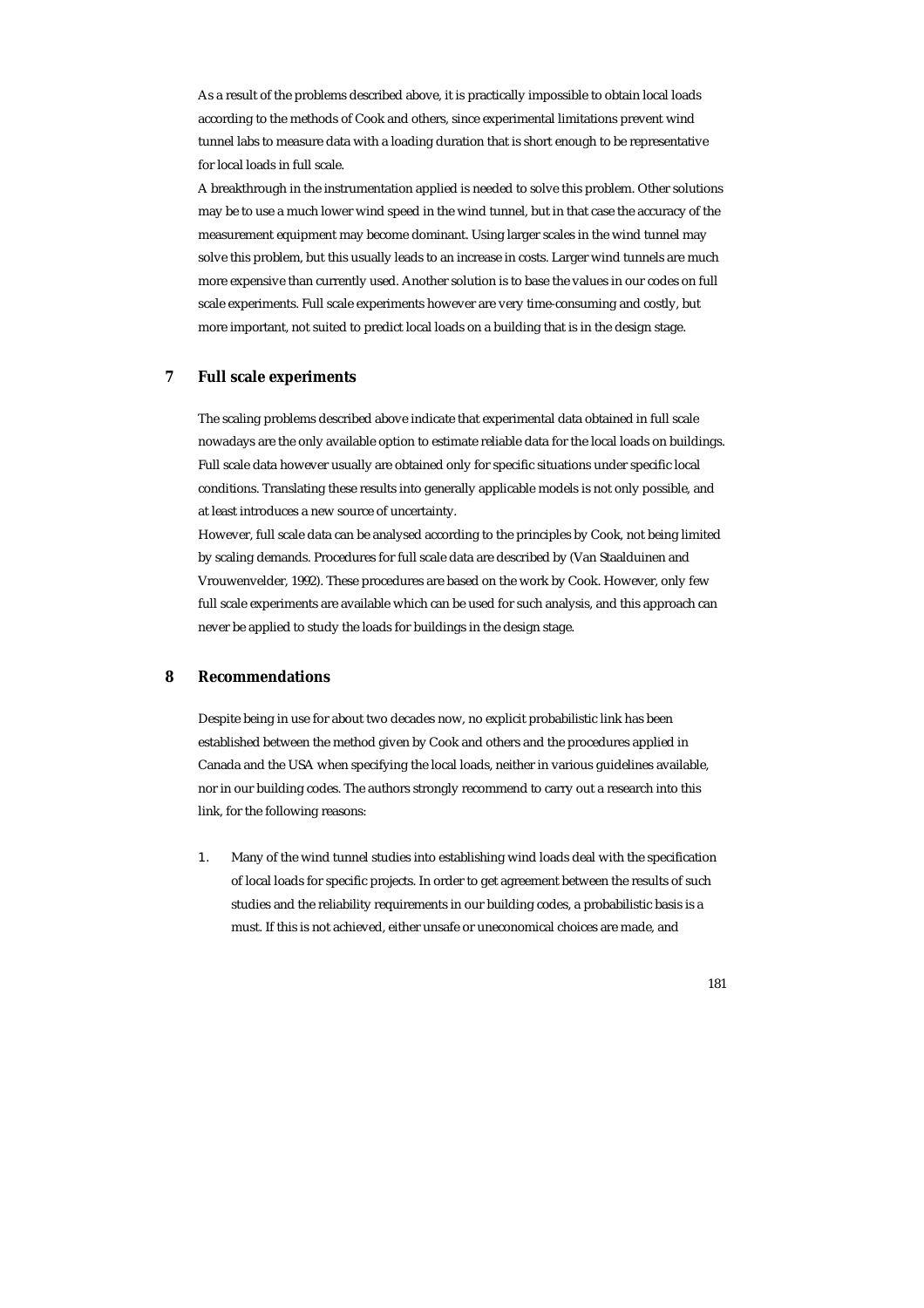As a result of the problems described above, it is practically impossible to obtain local loads according to the methods of Cook and others, since experimental limitations prevent wind tunnel labs to measure data with a loading duration that is short enough to be representative for local loads in full scale.

A breakthrough in the instrumentation applied is needed to solve this problem. Other solutions may be to use a much lower wind speed in the wind tunnel, but in that case the accuracy of the measurement equipment may become dominant. Using larger scales in the wind tunnel may solve this problem, but this usually leads to an increase in costs. Larger wind tunnels are much more expensive than currently used. Another solution is to base the values in our codes on full scale experiments. Full scale experiments however are very time-consuming and costly, but more important, not suited to predict local loads on a building that is in the design stage.

## 7 Full scale experiments

The scaling problems described above indicate that experimental data obtained in full scale nowadays are the only available option to estimate reliable data for the local loads on buildings. Full scale data however usually are obtained only for specific situations under specific local conditions. Translating these results into generally applicable models is not only possible, and at least introduces a new source of uncertainty.

However, full scale data can be analysed according to the principles by Cook, not being limited by scaling demands. Procedures for full scale data are described by (Van Staalduinen and Vrouwenvelder, 1992). These procedures are based on the work by Cook. However, only few full scale experiments are available which can be used for such analysis, and this approach can never be applied to study the loads for buildings in the design stage.

## 8 Recommendations

Despite being in use for about two decades now, no explicit probabilistic link has been established between the method given by Cook and others and the procedures applied in Canada and the USA when specifying the local loads, neither in various guidelines available, nor in our building codes. The authors strongly recommend to carry out a research into this link, for the following reasons:

1. Many of the wind tunnel studies into establishing wind loads deal with the specification of local loads for specific projects. In order to get agreement between the results of such studies and the reliability requirements in our building codes, a probabilistic basis is a must. If this is not achieved, either unsafe or uneconomical choices are made, and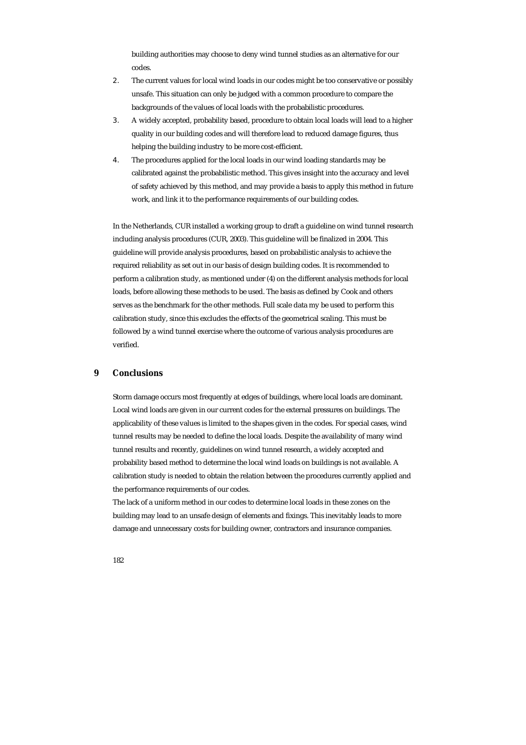building authorities may choose to deny wind tunnel studies as an alternative for our codes.

2. The current values for local wind loads in our codes might be too conservative or possibly unsafe. This situation can only be judged with a common procedure to compare the backgrounds of the values of local loads with the probabilistic procedures.
3. A widely accepted, probability based, procedure to obtain local loads will lead to a higher quality in our building codes and will therefore lead to reduced damage figures, thus helping the building industry to be more cost-efficient.
4. The procedures applied for the local loads in our wind loading standards may be calibrated against the probabilistic method. This gives insight into the accuracy and level of safety achieved by this method, and may provide a basis to apply this method in future work, and link it to the performance requirements of our building codes.

In the Netherlands, CUR installed a working group to draft a guideline on wind tunnel research including analysis procedures (CUR, 2003). This guideline will be finalized in 2004. This guideline will provide analysis procedures, based on probabilistic analysis to achieve the required reliability as set out in our basis of design building codes. It is recommended to perform a calibration study, as mentioned under (4) on the different analysis methods for local loads, before allowing these methods to be used. The basis as defined by Cook and others serves as the benchmark for the other methods. Full scale data my be used to perform this calibration study, since this excludes the effects of the geometrical scaling. This must be followed by a wind tunnel exercise where the outcome of various analysis procedures are verified.

## 9 Conclusions

Storm damage occurs most frequently at edges of buildings, where local loads are dominant. Local wind loads are given in our current codes for the external pressures on buildings. The applicability of these values is limited to the shapes given in the codes. For special cases, wind tunnel results may be needed to define the local loads. Despite the availability of many wind tunnel results and recently, guidelines on wind tunnel research, a widely accepted and probability based method to determine the local wind loads on buildings is not available. A calibration study is needed to obtain the relation between the procedures currently applied and the performance requirements of our codes.

The lack of a uniform method in our codes to determine local loads in these zones on the building may lead to an unsafe design of elements and fixings. This inevitably leads to more damage and unnecessary costs for building owner, contractors and insurance companies.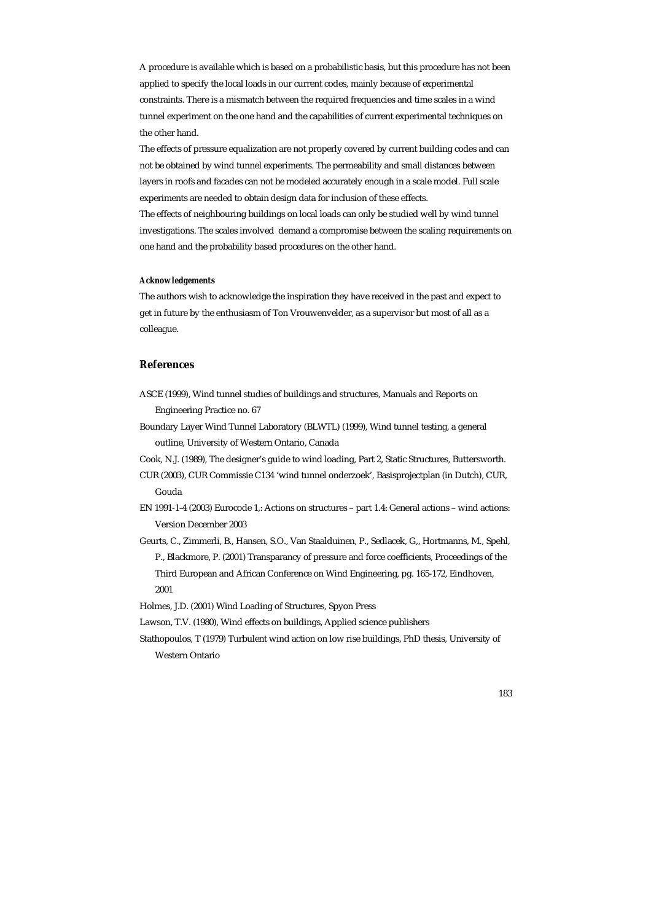A procedure is available which is based on a probabilistic basis, but this procedure has not been applied to specify the local loads in our current codes, mainly because of experimental constraints. There is a mismatch between the required frequencies and time scales in a wind tunnel experiment on the one hand and the capabilities of current experimental techniques on the other hand.

The effects of pressure equalization are not properly covered by current building codes and can not be obtained by wind tunnel experiments. The permeability and small distances between layers in roofs and facades can not be modeled accurately enough in a scale model. Full scale experiments are needed to obtain design data for inclusion of these effects.

The effects of neighbouring buildings on local loads can only be studied well by wind tunnel investigations. The scales involved demand a compromise between the scaling requirements on one hand and the probability based procedures on the other hand.

#### Acknowledgements

The authors wish to acknowledge the inspiration they have received in the past and expect to get in future by the enthusiasm of Ton Vrouwenvelder, as a supervisor but most of all as a colleague.

## References

ASCE (1999), Wind tunnel studies of buildings and structures, Manuals and Reports on Engineering Practice no. 67

Boundary Layer Wind Tunnel Laboratory (BLWTL) (1999), Wind tunnel testing, a general outline, University of Western Ontario, Canada

Cook, N.J. (1989), The designer's guide to wind loading, Part 2, Static Structures, Buttersworth.

CUR (2003), CUR Commissie C134 'wind tunnel onderzoek', Basisprojectplan (in Dutch), CUR, Gouda

EN 1991-1-4 (2003) Eurocode 1,: Actions on structures – part 1.4: General actions – wind actions: Version December 2003

Geurts, C., Zimmerli, B., Hansen, S.O., Van Staalduinen, P., Sedlacek, G,, Hortmanns, M., Spehl, P., Blackmore, P. (2001) Transparancy of pressure and force coefficients, Proceedings of the Third European and African Conference on Wind Engineering, pg. 165-172, Eindhoven, 2001

Holmes, J.D. (2001) Wind Loading of Structures, Spyon Press

Lawson, T.V. (1980), Wind effects on buildings, Applied science publishers

Stathopoulos, T (1979) Turbulent wind action on low rise buildings, PhD thesis, University of Western Ontario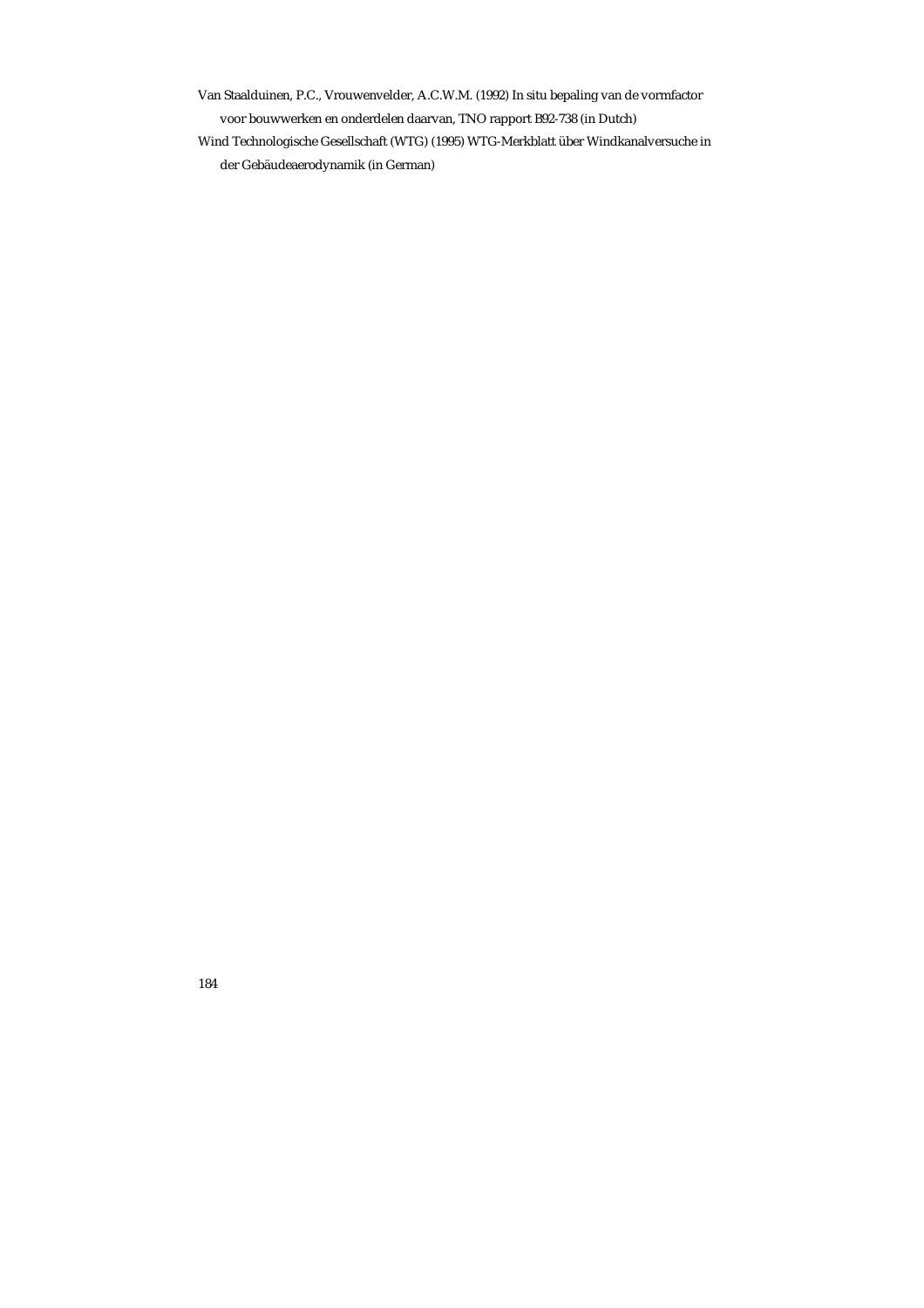Van Staalduinen, P.C., Vrouwenvelder, A.C.W.M. (1992) In situ bepaling van de vormfactor voor bouwwerken en onderdelen daarvan, TNO rapport B92-738 (in Dutch)

Wind Technologische Gesellschaft (WTG) (1995) WTG-Merkblatt über Windkanalversuche in der Gebäudeaerodynamik (in German)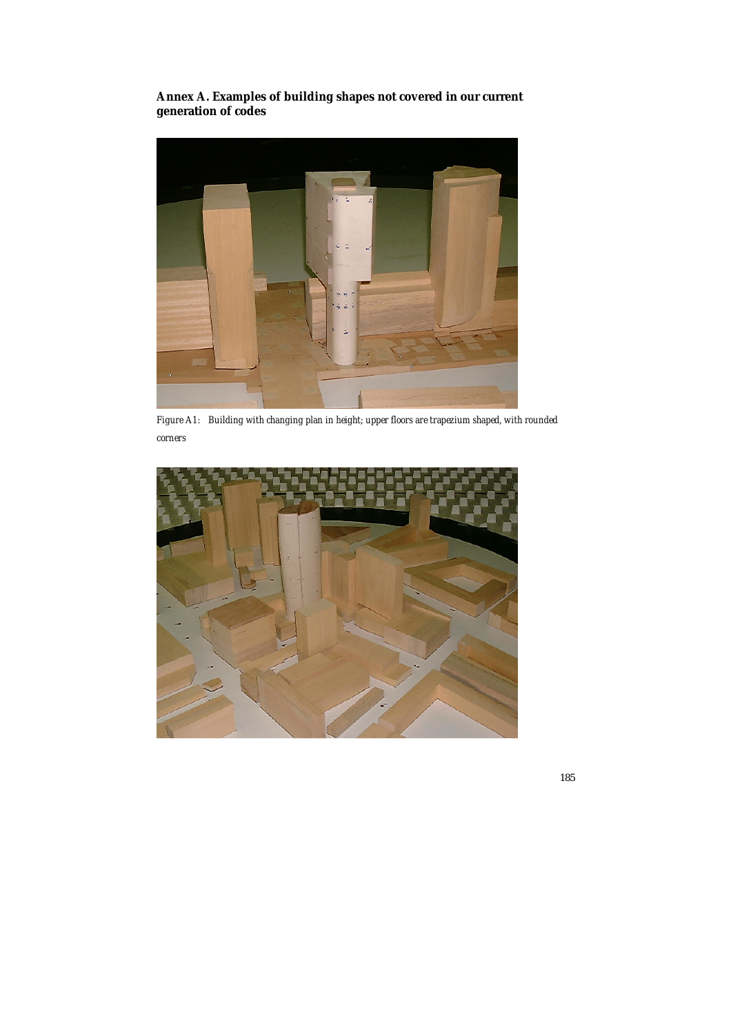## Annex A. Examples of building shapes not covered in our current generation of codes

*Figure A1: Building with changing plan in height; upper floors are trapezium shaped, with rounded corners*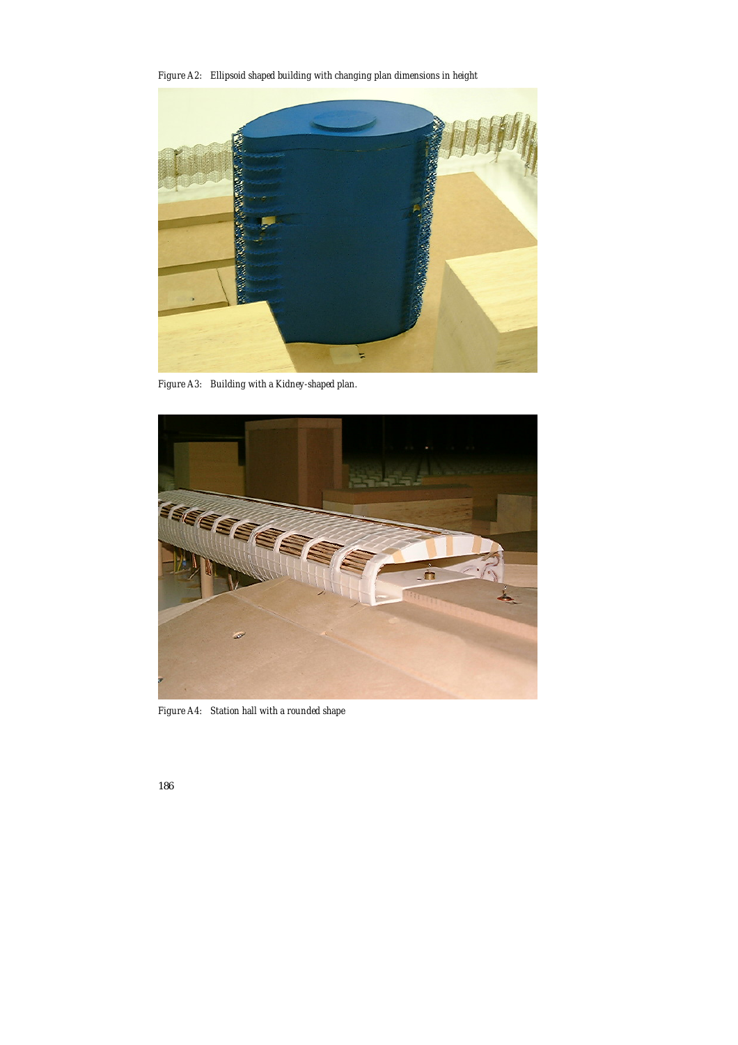*Figure A2: Ellipsoid shaped building with changing plan dimensions in height*

*Figure A3: Building with a Kidney-shaped plan.*

*Figure A4: Station hall with a rounded shape*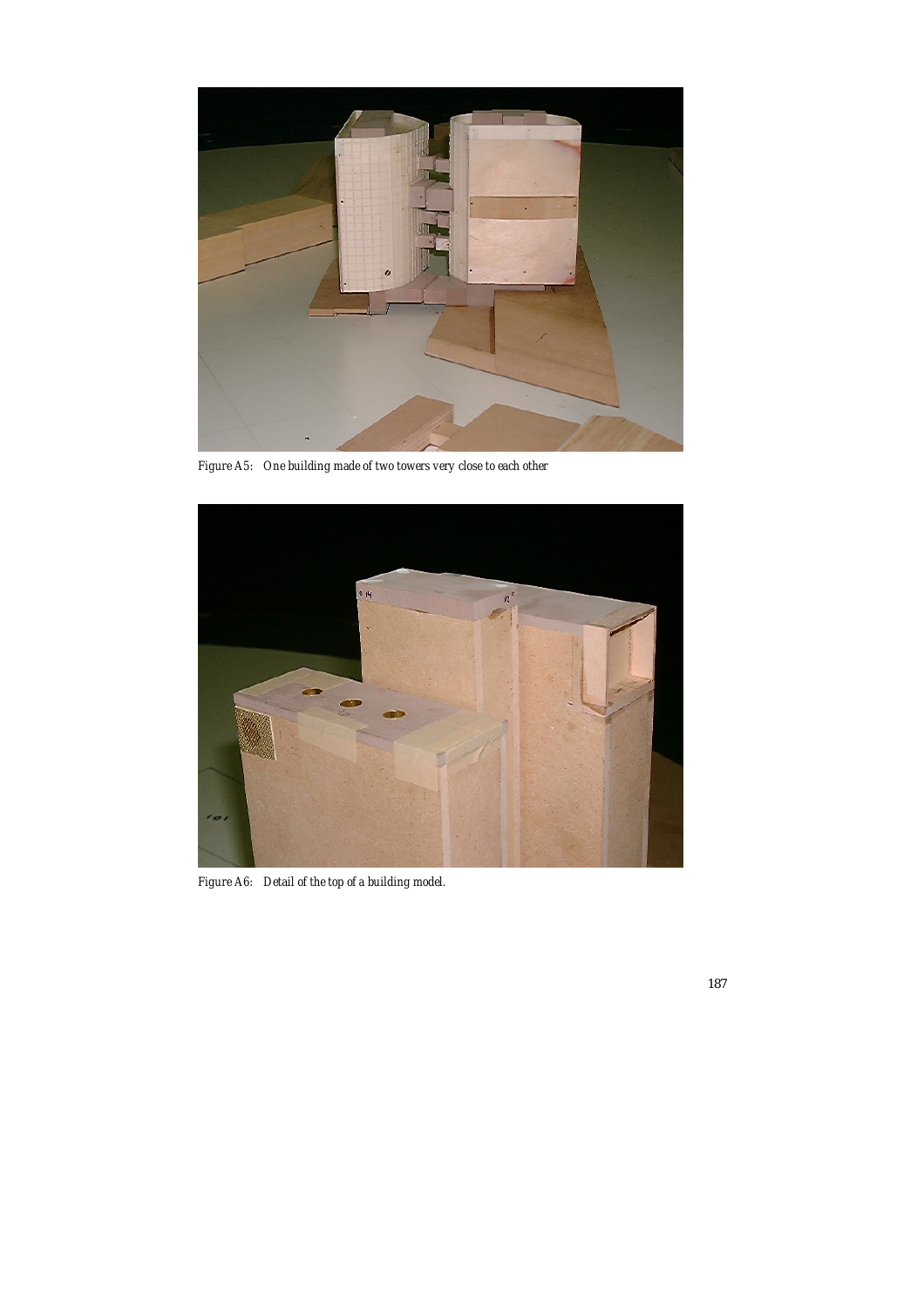Figure A5: One building made of two towers very close to each other

Figure A6: Detail of the top of a building model.